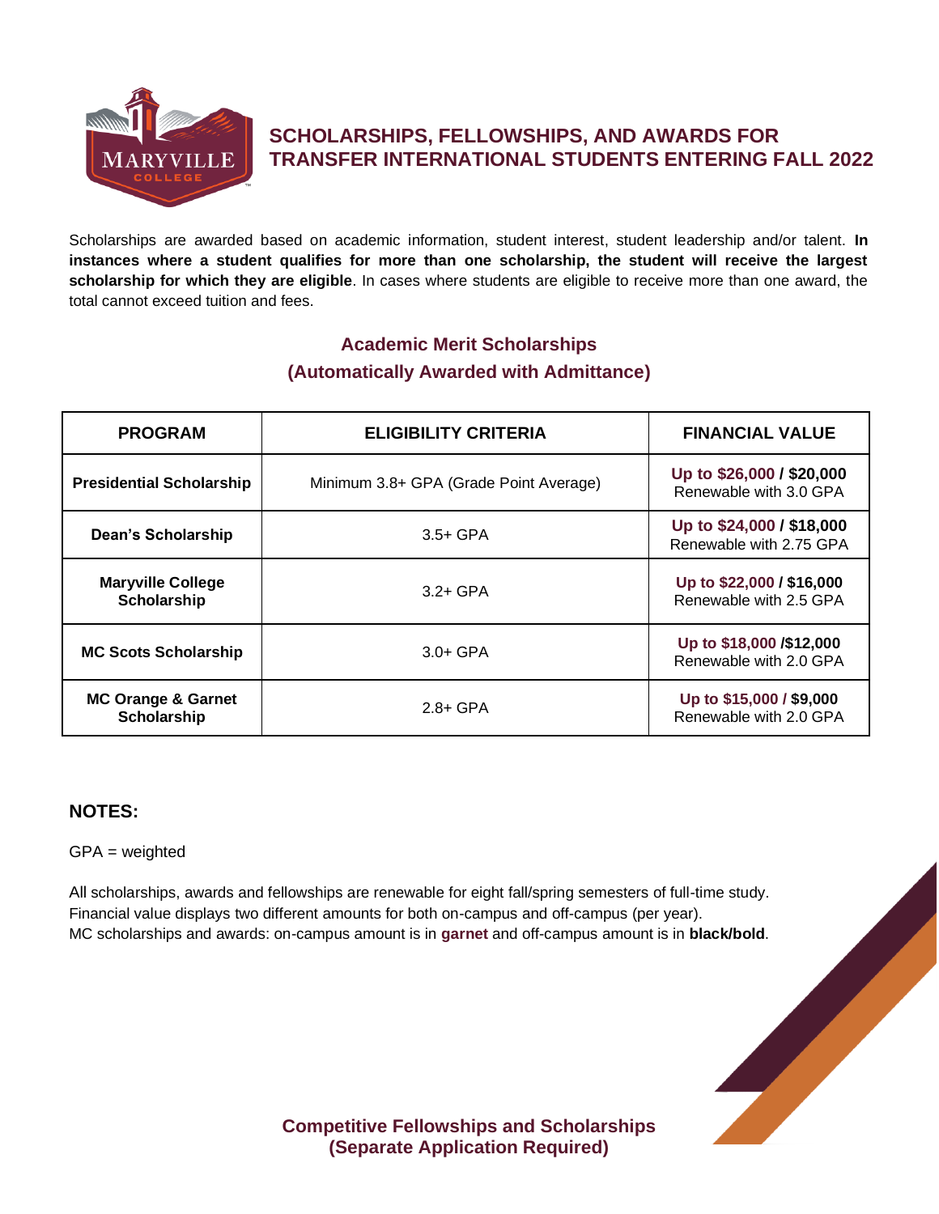# SCHOLARSHIPS, FELLOWSHIPS, AND AWARDS FOR TRANSFER INTERNATIONAL STUDENTS ENTERING FALL 2022

Scholarships are awarded based on academic information, student interest, student leadership and/or talent. **In instances where a student qualifies for more than one scholarship, the student will receive the largest scholarship for which they are eligible**. In cases where students are eligible to receive more than one award, the total cannot exceed tuition and fees.

## Academic Merit Scholarships (Automatically Awarded with Admittance)

| PROGRAM | ELIGIBILITY CRITERIA | FINANCIAL VALUE |
|---|---|---|
| **Presidential Scholarship** | Minimum 3.8+ GPA (Grade Point Average) | **Up to $26,000 / $20,000** Renewable with 3.0 GPA |
| **Dean's Scholarship** | 3.5+ GPA | **Up to $24,000 / $18,000** Renewable with 2.75 GPA |
| **Maryville College Scholarship** | 3.2+ GPA | **Up to $22,000 / $16,000** Renewable with 2.5 GPA |
| **MC Scots Scholarship** | 3.0+ GPA | **Up to $18,000 /$12,000** Renewable with 2.0 GPA |
| **MC Orange & Garnet Scholarship** | 2.8+ GPA | **Up to $15,000 / $9,000** Renewable with 2.0 GPA |

### NOTES:

GPA = weighted

All scholarships, awards and fellowships are renewable for eight fall/spring semesters of full-time study.
Financial value displays two different amounts for both on-campus and off-campus (per year).
MC scholarships and awards: on-campus amount is in **garnet** and off-campus amount is in **black/bold**.

## Competitive Fellowships and Scholarships (Separate Application Required)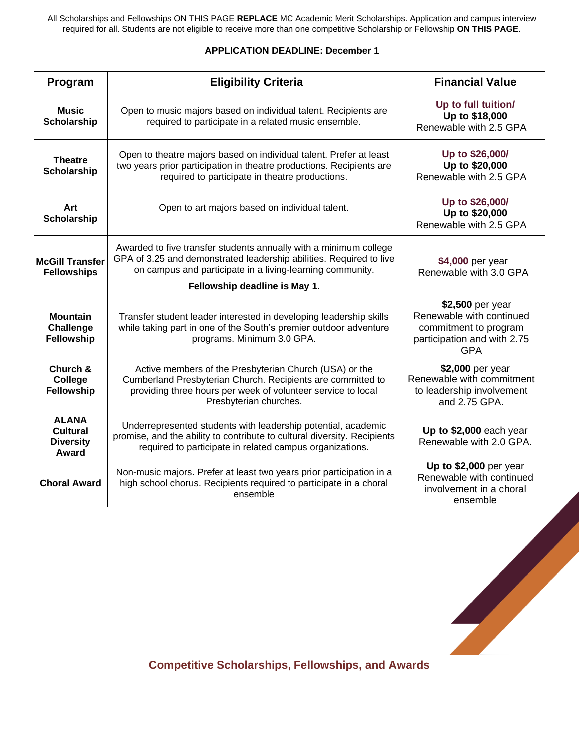All Scholarships and Fellowships ON THIS PAGE **REPLACE** MC Academic Merit Scholarships. Application and campus interview required for all. Students are not eligible to receive more than one competitive Scholarship or Fellowship **ON THIS PAGE**.

**APPLICATION DEADLINE: December 1**

| Program | Eligibility Criteria | Financial Value |
|---|---|---|
| **Music Scholarship** | Open to music majors based on individual talent. Recipients are required to participate in a related music ensemble. | **Up to full tuition/ Up to $18,000** Renewable with 2.5 GPA |
| **Theatre Scholarship** | Open to theatre majors based on individual talent. Prefer at least two years prior participation in theatre productions. Recipients are required to participate in theatre productions. | **Up to $26,000/ Up to $20,000** Renewable with 2.5 GPA |
| **Art Scholarship** | Open to art majors based on individual talent. | **Up to $26,000/ Up to $20,000** Renewable with 2.5 GPA |
| **McGill Transfer Fellowships** | Awarded to five transfer students annually with a minimum college GPA of 3.25 and demonstrated leadership abilities. Required to live on campus and participate in a living-learning community. **Fellowship deadline is May 1.** | **$4,000** per year Renewable with 3.0 GPA |
| **Mountain Challenge Fellowship** | Transfer student leader interested in developing leadership skills while taking part in one of the South's premier outdoor adventure programs. Minimum 3.0 GPA. | **$2,500** per year Renewable with continued commitment to program participation and with 2.75 GPA |
| **Church & College Fellowship** | Active members of the Presbyterian Church (USA) or the Cumberland Presbyterian Church. Recipients are committed to providing three hours per week of volunteer service to local Presbyterian churches. | **$2,000** per year Renewable with commitment to leadership involvement and 2.75 GPA. |
| **ALANA Cultural Diversity Award** | Underrepresented students with leadership potential, academic promise, and the ability to contribute to cultural diversity. Recipients required to participate in related campus organizations. | **Up to $2,000** each year Renewable with 2.0 GPA. |
| **Choral Award** | Non-music majors. Prefer at least two years prior participation in a high school chorus. Recipients required to participate in a choral ensemble | **Up to $2,000** per year Renewable with continued involvement in a choral ensemble |

## Competitive Scholarships, Fellowships, and Awards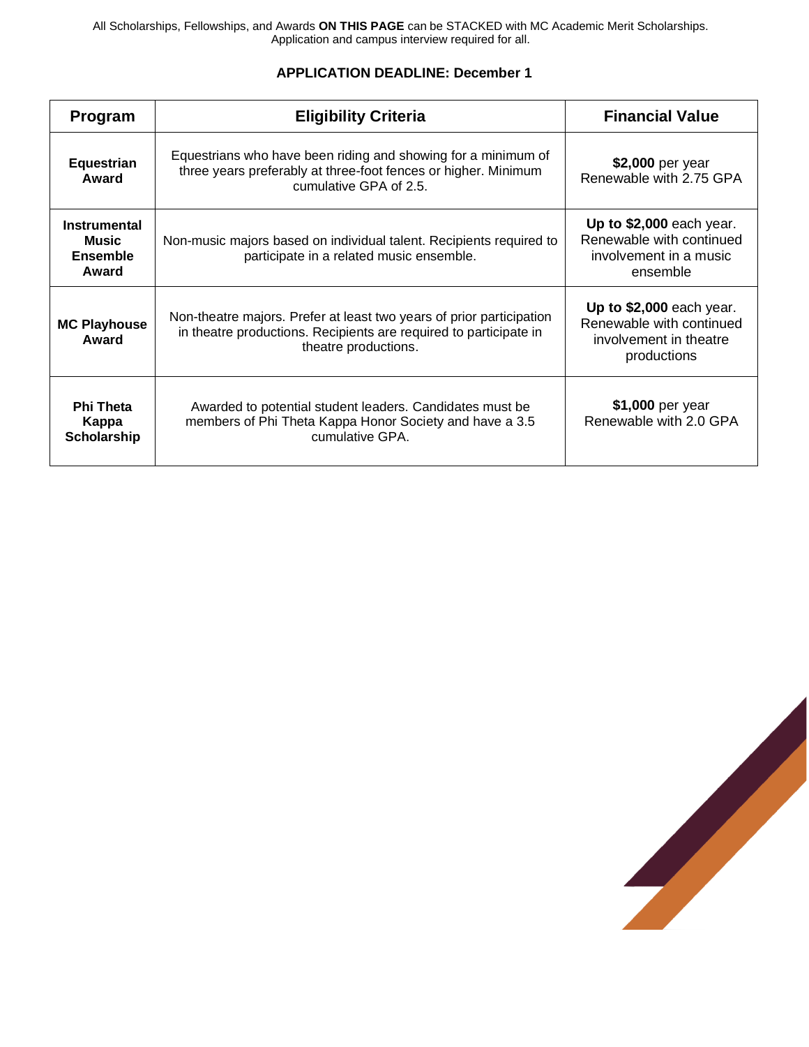All Scholarships, Fellowships, and Awards **ON THIS PAGE** can be STACKED with MC Academic Merit Scholarships.
Application and campus interview required for all.

**APPLICATION DEADLINE: December 1**

| Program | Eligibility Criteria | Financial Value |
|---|---|---|
| **Equestrian Award** | Equestrians who have been riding and showing for a minimum of three years preferably at three-foot fences or higher. Minimum cumulative GPA of 2.5. | **$2,000** per year Renewable with 2.75 GPA |
| **Instrumental Music Ensemble Award** | Non-music majors based on individual talent. Recipients required to participate in a related music ensemble. | **Up to $2,000** each year. Renewable with continued involvement in a music ensemble |
| **MC Playhouse Award** | Non-theatre majors. Prefer at least two years of prior participation in theatre productions. Recipients are required to participate in theatre productions. | **Up to $2,000** each year. Renewable with continued involvement in theatre productions |
| **Phi Theta Kappa Scholarship** | Awarded to potential student leaders. Candidates must be members of Phi Theta Kappa Honor Society and have a 3.5 cumulative GPA. | **$1,000** per year Renewable with 2.0 GPA |